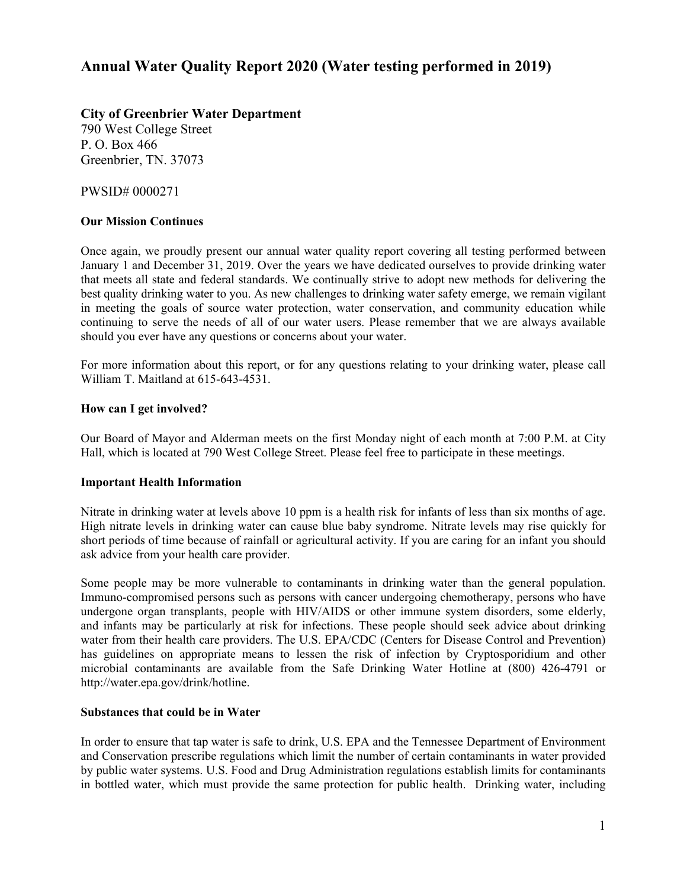# Annual Water Quality Report 2020 (Water testing performed in 2019)

**City of Greenbrier Water Department**
790 West College Street
P. O. Box 466
Greenbrier, TN. 37073

PWSID# 0000271

### Our Mission Continues

Once again, we proudly present our annual water quality report covering all testing performed between January 1 and December 31, 2019. Over the years we have dedicated ourselves to provide drinking water that meets all state and federal standards. We continually strive to adopt new methods for delivering the best quality drinking water to you. As new challenges to drinking water safety emerge, we remain vigilant in meeting the goals of source water protection, water conservation, and community education while continuing to serve the needs of all of our water users. Please remember that we are always available should you ever have any questions or concerns about your water.

For more information about this report, or for any questions relating to your drinking water, please call William T. Maitland at 615-643-4531.

### How can I get involved?

Our Board of Mayor and Alderman meets on the first Monday night of each month at 7:00 P.M. at City Hall, which is located at 790 West College Street. Please feel free to participate in these meetings.

### Important Health Information

Nitrate in drinking water at levels above 10 ppm is a health risk for infants of less than six months of age. High nitrate levels in drinking water can cause blue baby syndrome. Nitrate levels may rise quickly for short periods of time because of rainfall or agricultural activity. If you are caring for an infant you should ask advice from your health care provider.

Some people may be more vulnerable to contaminants in drinking water than the general population. Immuno-compromised persons such as persons with cancer undergoing chemotherapy, persons who have undergone organ transplants, people with HIV/AIDS or other immune system disorders, some elderly, and infants may be particularly at risk for infections. These people should seek advice about drinking water from their health care providers. The U.S. EPA/CDC (Centers for Disease Control and Prevention) has guidelines on appropriate means to lessen the risk of infection by Cryptosporidium and other microbial contaminants are available from the Safe Drinking Water Hotline at (800) 426-4791 or http://water.epa.gov/drink/hotline.

### Substances that could be in Water

In order to ensure that tap water is safe to drink, U.S. EPA and the Tennessee Department of Environment and Conservation prescribe regulations which limit the number of certain contaminants in water provided by public water systems. U.S. Food and Drug Administration regulations establish limits for contaminants in bottled water, which must provide the same protection for public health. Drinking water, including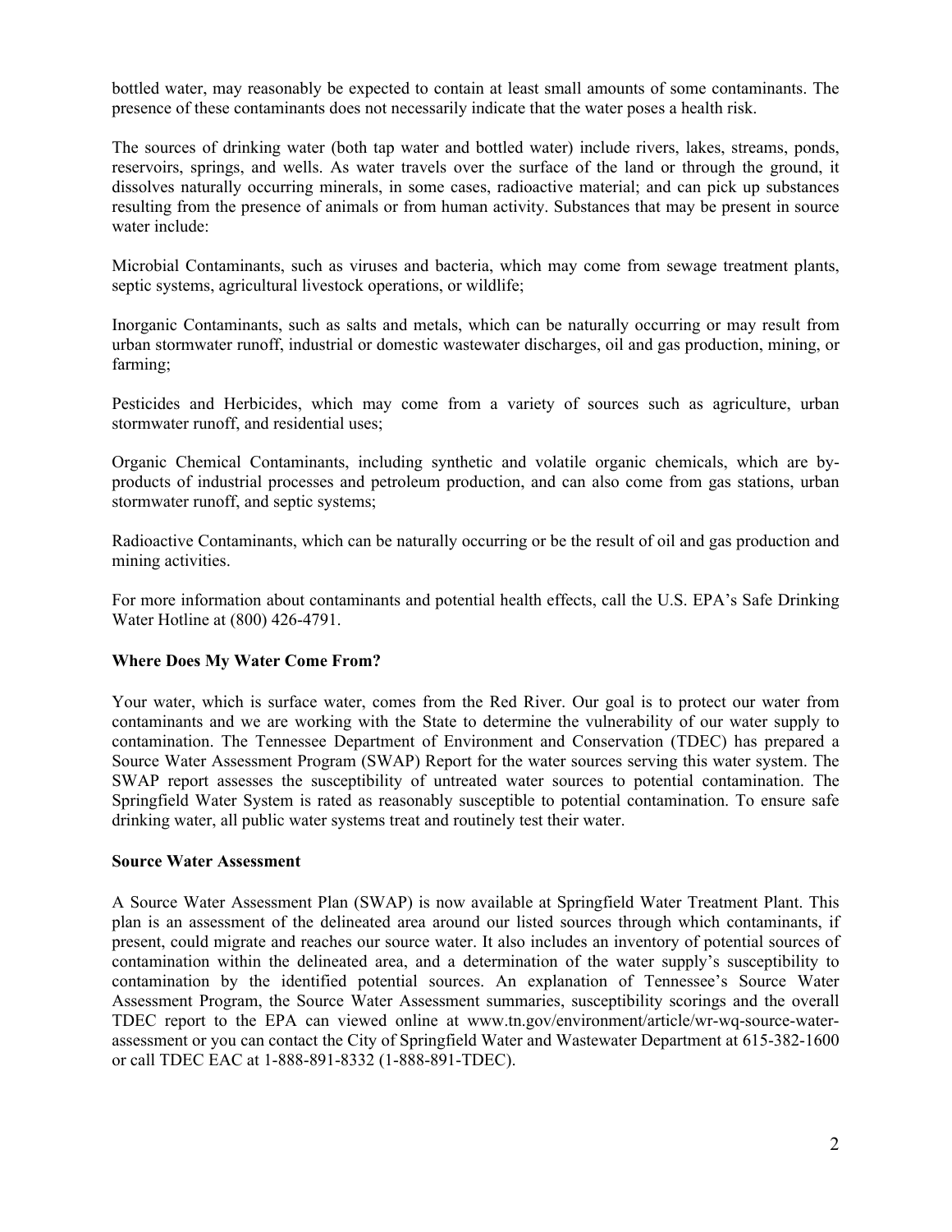bottled water, may reasonably be expected to contain at least small amounts of some contaminants. The presence of these contaminants does not necessarily indicate that the water poses a health risk.

The sources of drinking water (both tap water and bottled water) include rivers, lakes, streams, ponds, reservoirs, springs, and wells. As water travels over the surface of the land or through the ground, it dissolves naturally occurring minerals, in some cases, radioactive material; and can pick up substances resulting from the presence of animals or from human activity. Substances that may be present in source water include:

Microbial Contaminants, such as viruses and bacteria, which may come from sewage treatment plants, septic systems, agricultural livestock operations, or wildlife;

Inorganic Contaminants, such as salts and metals, which can be naturally occurring or may result from urban stormwater runoff, industrial or domestic wastewater discharges, oil and gas production, mining, or farming;

Pesticides and Herbicides, which may come from a variety of sources such as agriculture, urban stormwater runoff, and residential uses;

Organic Chemical Contaminants, including synthetic and volatile organic chemicals, which are by-products of industrial processes and petroleum production, and can also come from gas stations, urban stormwater runoff, and septic systems;

Radioactive Contaminants, which can be naturally occurring or be the result of oil and gas production and mining activities.

For more information about contaminants and potential health effects, call the U.S. EPA's Safe Drinking Water Hotline at (800) 426-4791.

**Where Does My Water Come From?**

Your water, which is surface water, comes from the Red River. Our goal is to protect our water from contaminants and we are working with the State to determine the vulnerability of our water supply to contamination. The Tennessee Department of Environment and Conservation (TDEC) has prepared a Source Water Assessment Program (SWAP) Report for the water sources serving this water system. The SWAP report assesses the susceptibility of untreated water sources to potential contamination. The Springfield Water System is rated as reasonably susceptible to potential contamination. To ensure safe drinking water, all public water systems treat and routinely test their water.

**Source Water Assessment**

A Source Water Assessment Plan (SWAP) is now available at Springfield Water Treatment Plant. This plan is an assessment of the delineated area around our listed sources through which contaminants, if present, could migrate and reaches our source water. It also includes an inventory of potential sources of contamination within the delineated area, and a determination of the water supply's susceptibility to contamination by the identified potential sources. An explanation of Tennessee's Source Water Assessment Program, the Source Water Assessment summaries, susceptibility scorings and the overall TDEC report to the EPA can viewed online at www.tn.gov/environment/article/wr-wq-source-water-assessment or you can contact the City of Springfield Water and Wastewater Department at 615-382-1600 or call TDEC EAC at 1-888-891-8332 (1-888-891-TDEC).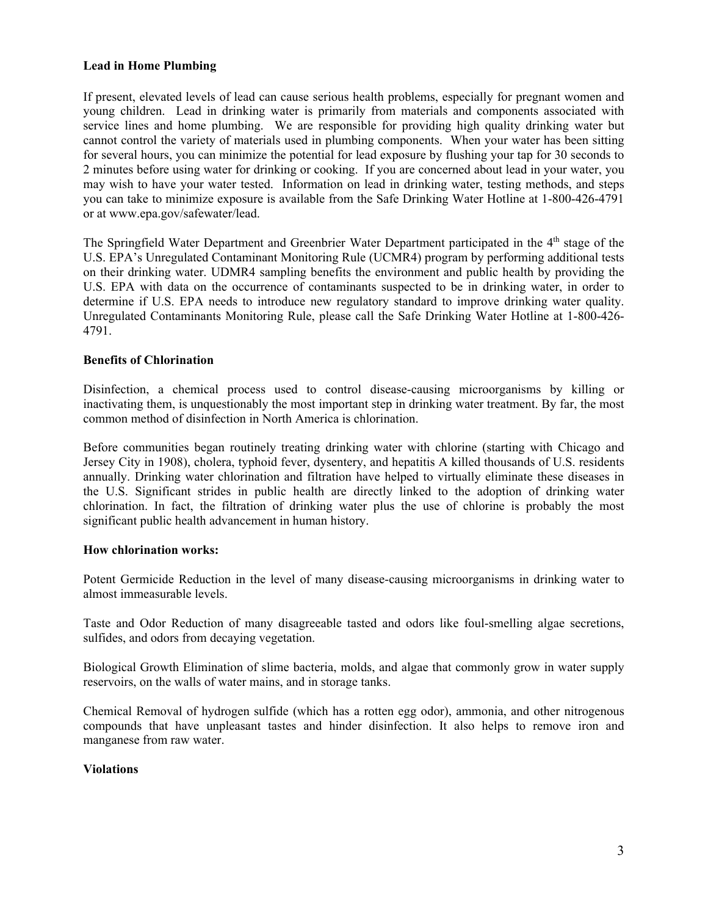**Lead in Home Plumbing**

If present, elevated levels of lead can cause serious health problems, especially for pregnant women and young children. Lead in drinking water is primarily from materials and components associated with service lines and home plumbing. We are responsible for providing high quality drinking water but cannot control the variety of materials used in plumbing components. When your water has been sitting for several hours, you can minimize the potential for lead exposure by flushing your tap for 30 seconds to 2 minutes before using water for drinking or cooking. If you are concerned about lead in your water, you may wish to have your water tested. Information on lead in drinking water, testing methods, and steps you can take to minimize exposure is available from the Safe Drinking Water Hotline at 1-800-426-4791 or at www.epa.gov/safewater/lead.

The Springfield Water Department and Greenbrier Water Department participated in the 4th stage of the U.S. EPA's Unregulated Contaminant Monitoring Rule (UCMR4) program by performing additional tests on their drinking water. UDMR4 sampling benefits the environment and public health by providing the U.S. EPA with data on the occurrence of contaminants suspected to be in drinking water, in order to determine if U.S. EPA needs to introduce new regulatory standard to improve drinking water quality. Unregulated Contaminants Monitoring Rule, please call the Safe Drinking Water Hotline at 1-800-426-4791.

**Benefits of Chlorination**

Disinfection, a chemical process used to control disease-causing microorganisms by killing or inactivating them, is unquestionably the most important step in drinking water treatment. By far, the most common method of disinfection in North America is chlorination.

Before communities began routinely treating drinking water with chlorine (starting with Chicago and Jersey City in 1908), cholera, typhoid fever, dysentery, and hepatitis A killed thousands of U.S. residents annually. Drinking water chlorination and filtration have helped to virtually eliminate these diseases in the U.S. Significant strides in public health are directly linked to the adoption of drinking water chlorination. In fact, the filtration of drinking water plus the use of chlorine is probably the most significant public health advancement in human history.

**How chlorination works:**

Potent Germicide Reduction in the level of many disease-causing microorganisms in drinking water to almost immeasurable levels.

Taste and Odor Reduction of many disagreeable tasted and odors like foul-smelling algae secretions, sulfides, and odors from decaying vegetation.

Biological Growth Elimination of slime bacteria, molds, and algae that commonly grow in water supply reservoirs, on the walls of water mains, and in storage tanks.

Chemical Removal of hydrogen sulfide (which has a rotten egg odor), ammonia, and other nitrogenous compounds that have unpleasant tastes and hinder disinfection. It also helps to remove iron and manganese from raw water.

**Violations**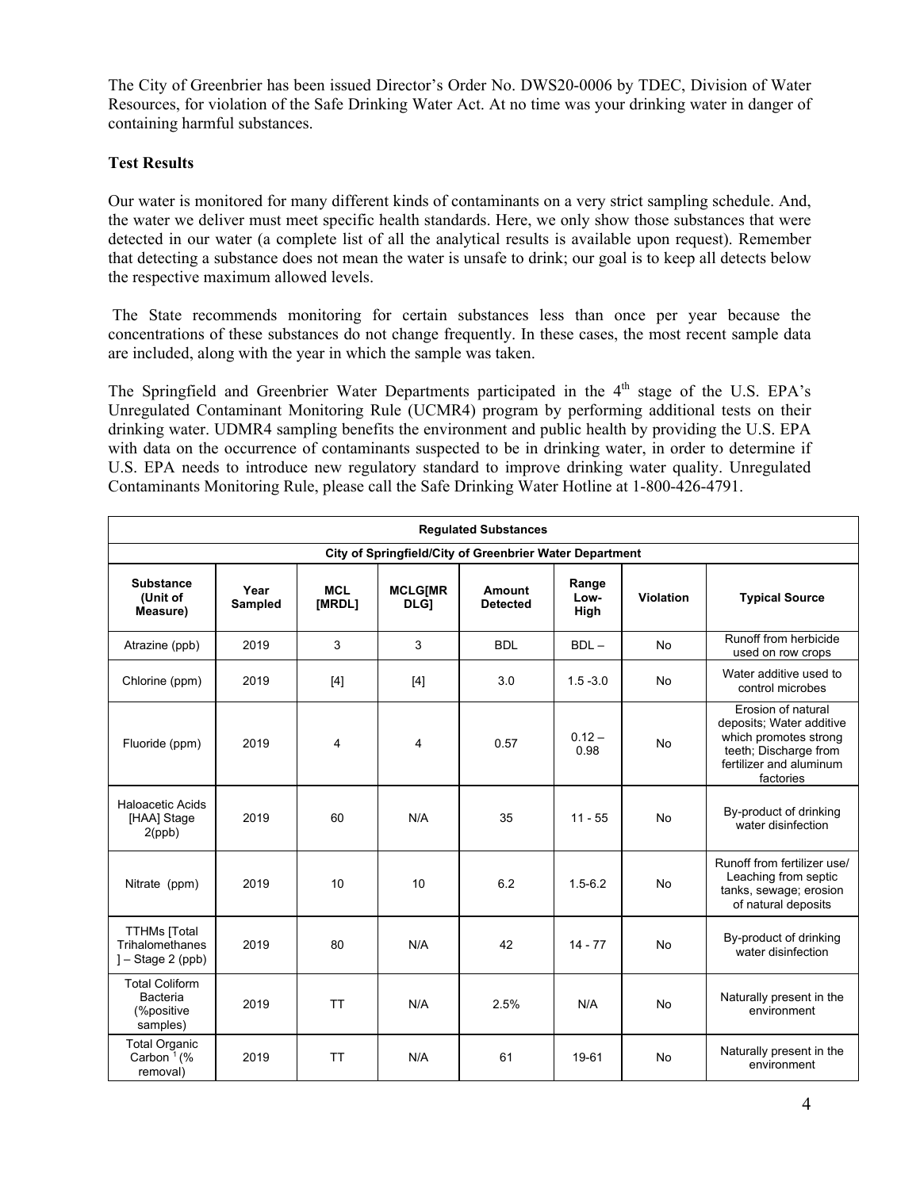The City of Greenbrier has been issued Director's Order No. DWS20-0006 by TDEC, Division of Water Resources, for violation of the Safe Drinking Water Act. At no time was your drinking water in danger of containing harmful substances.

**Test Results**

Our water is monitored for many different kinds of contaminants on a very strict sampling schedule. And, the water we deliver must meet specific health standards. Here, we only show those substances that were detected in our water (a complete list of all the analytical results is available upon request). Remember that detecting a substance does not mean the water is unsafe to drink; our goal is to keep all detects below the respective maximum allowed levels.

The State recommends monitoring for certain substances less than once per year because the concentrations of these substances do not change frequently. In these cases, the most recent sample data are included, along with the year in which the sample was taken.

The Springfield and Greenbrier Water Departments participated in the 4th stage of the U.S. EPA's Unregulated Contaminant Monitoring Rule (UCMR4) program by performing additional tests on their drinking water. UDMR4 sampling benefits the environment and public health by providing the U.S. EPA with data on the occurrence of contaminants suspected to be in drinking water, in order to determine if U.S. EPA needs to introduce new regulatory standard to improve drinking water quality. Unregulated Contaminants Monitoring Rule, please call the Safe Drinking Water Hotline at 1-800-426-4791.

| Regulated Substances | | | | | | | |
|---|---|---|---|---|---|---|---|
| City of Springfield/City of Greenbrier Water Department | | | | | | | |
| **Substance (Unit of Measure)** | **Year Sampled** | **MCL [MRDL]** | **MCLG[MRDLG]** | **Amount Detected** | **Range Low-High** | **Violation** | **Typical Source** |
| Atrazine (ppb) | 2019 | 3 | 3 | BDL | BDL – | No | Runoff from herbicide used on row crops |
| Chlorine (ppm) | 2019 | [4] | [4] | 3.0 | 1.5 -3.0 | No | Water additive used to control microbes |
| Fluoride (ppm) | 2019 | 4 | 4 | 0.57 | 0.12 – 0.98 | No | Erosion of natural deposits; Water additive which promotes strong teeth; Discharge from fertilizer and aluminum factories |
| Haloacetic Acids [HAA] Stage 2(ppb) | 2019 | 60 | N/A | 35 | 11 - 55 | No | By-product of drinking water disinfection |
| Nitrate (ppm) | 2019 | 10 | 10 | 6.2 | 1.5-6.2 | No | Runoff from fertilizer use/ Leaching from septic tanks, sewage; erosion of natural deposits |
| TTHMs [Total Trihalomethanes ] – Stage 2 (ppb) | 2019 | 80 | N/A | 42 | 14 - 77 | No | By-product of drinking water disinfection |
| Total Coliform Bacteria (%positive samples) | 2019 | TT | N/A | 2.5% | N/A | No | Naturally present in the environment |
| Total Organic Carbon [1] (% removal) | 2019 | TT | N/A | 61 | 19-61 | No | Naturally present in the environment |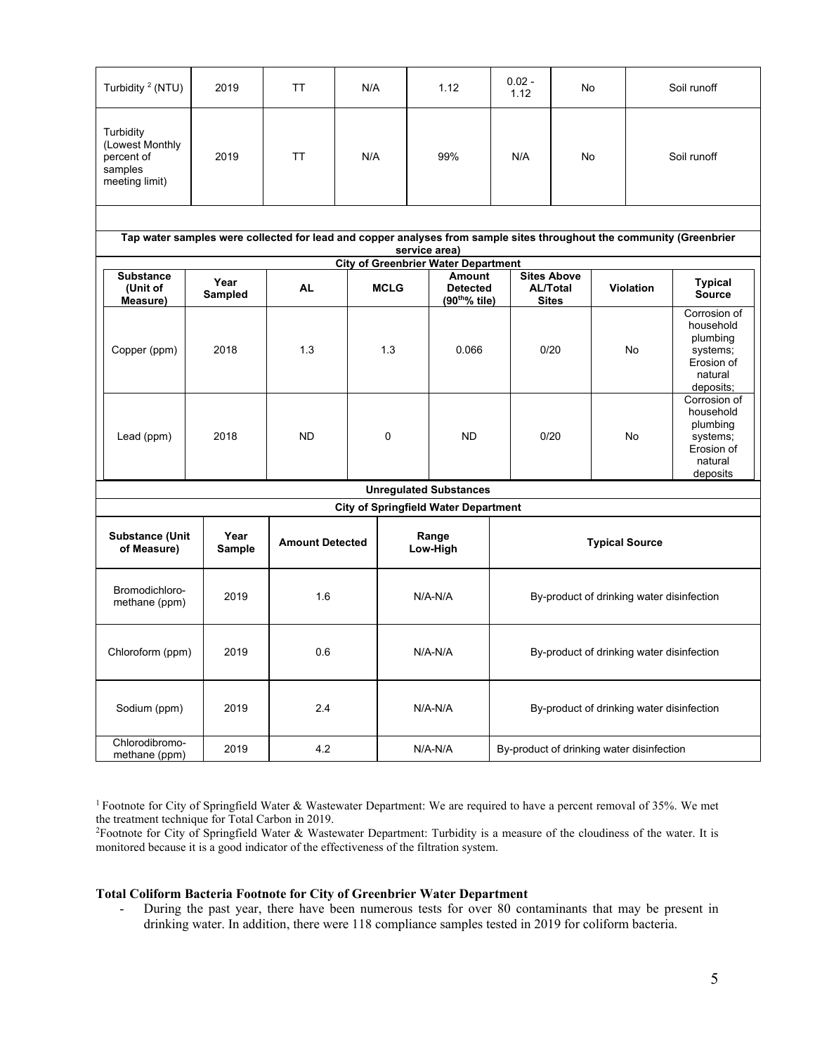| Turbidity [2] (NTU) | 2019 | TT | N/A | 1.12 | 0.02 - 1.12 | No | Soil runoff |
|---|---|---|---|---|---|---|---|
| Turbidity (Lowest Monthly percent of samples meeting limit) | 2019 | TT | N/A | 99% | N/A | No | Soil runoff |

**Tap water samples were collected for lead and copper analyses from sample sites throughout the community (Greenbrier service area)**

**City of Greenbrier Water Department**

| Substance (Unit of Measure) | Year Sampled | AL | MCLG | Amount Detected (90th% tile) | Sites Above AL/Total Sites | Violation | Typical Source |
|---|---|---|---|---|---|---|---|
| Copper (ppm) | 2018 | 1.3 | 1.3 | 0.066 | 0/20 | No | Corrosion of household plumbing systems; Erosion of natural deposits; |
| Lead (ppm) | 2018 | ND | 0 | ND | 0/20 | No | Corrosion of household plumbing systems; Erosion of natural deposits |

**Unregulated Substances**

**City of Springfield Water Department**

| Substance (Unit of Measure) | Year Sample | Amount Detected | Range Low-High | Typical Source |
|---|---|---|---|---|
| Bromodichloro-methane (ppm) | 2019 | 1.6 | N/A-N/A | By-product of drinking water disinfection |
| Chloroform (ppm) | 2019 | 0.6 | N/A-N/A | By-product of drinking water disinfection |
| Sodium (ppm) | 2019 | 2.4 | N/A-N/A | By-product of drinking water disinfection |
| Chlorodibromo-methane (ppm) | 2019 | 4.2 | N/A-N/A | By-product of drinking water disinfection |

[1] Footnote for City of Springfield Water & Wastewater Department: We are required to have a percent removal of 35%. We met the treatment technique for Total Carbon in 2019.

[2] Footnote for City of Springfield Water & Wastewater Department: Turbidity is a measure of the cloudiness of the water. It is monitored because it is a good indicator of the effectiveness of the filtration system.

**Total Coliform Bacteria Footnote for City of Greenbrier Water Department**

- During the past year, there have been numerous tests for over 80 contaminants that may be present in drinking water. In addition, there were 118 compliance samples tested in 2019 for coliform bacteria.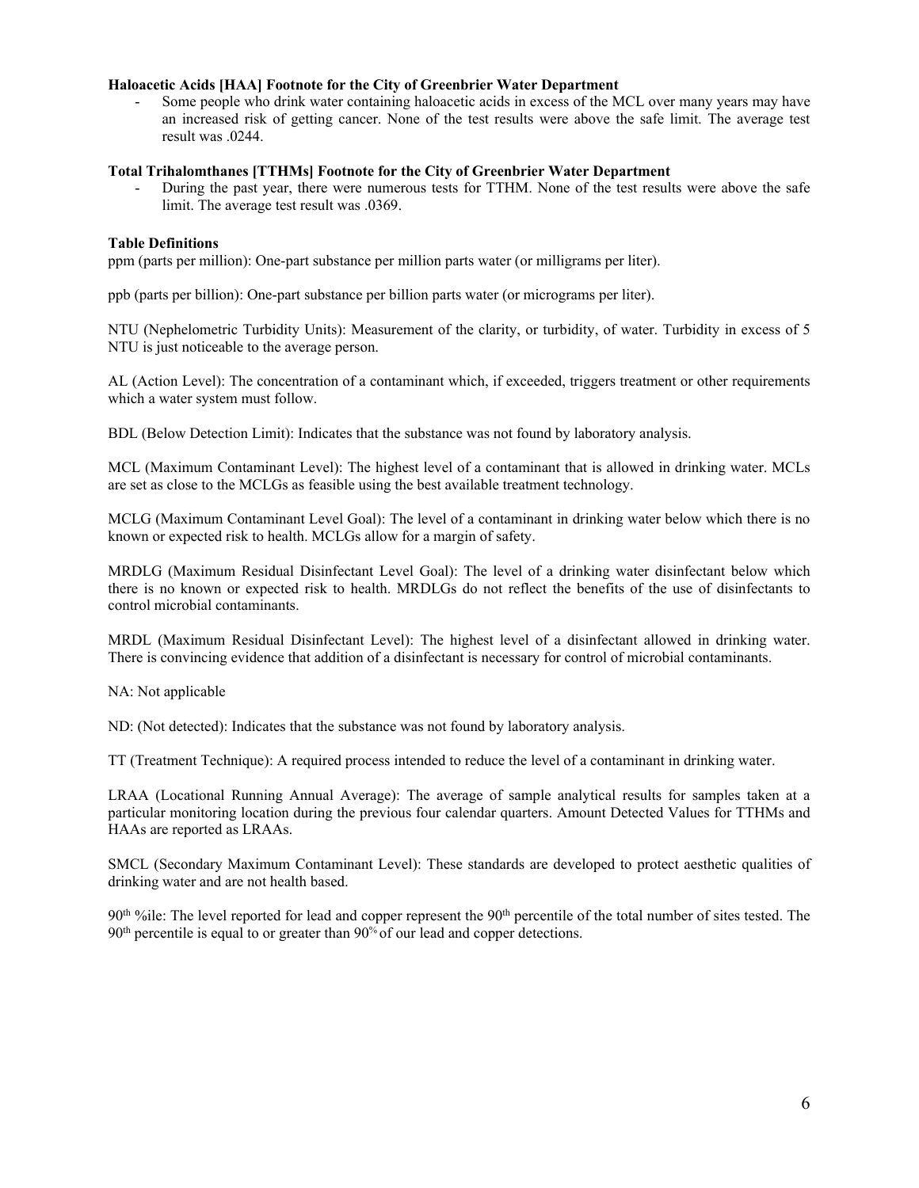**Haloacetic Acids [HAA] Footnote for the City of Greenbrier Water Department**

- Some people who drink water containing haloacetic acids in excess of the MCL over many years may have an increased risk of getting cancer. None of the test results were above the safe limit. The average test result was .0244.

**Total Trihalomthanes [TTHMs] Footnote for the City of Greenbrier Water Department**

- During the past year, there were numerous tests for TTHM. None of the test results were above the safe limit. The average test result was .0369.

**Table Definitions**

ppm (parts per million): One-part substance per million parts water (or milligrams per liter).

ppb (parts per billion): One-part substance per billion parts water (or micrograms per liter).

NTU (Nephelometric Turbidity Units): Measurement of the clarity, or turbidity, of water. Turbidity in excess of 5 NTU is just noticeable to the average person.

AL (Action Level): The concentration of a contaminant which, if exceeded, triggers treatment or other requirements which a water system must follow.

BDL (Below Detection Limit): Indicates that the substance was not found by laboratory analysis.

MCL (Maximum Contaminant Level): The highest level of a contaminant that is allowed in drinking water. MCLs are set as close to the MCLGs as feasible using the best available treatment technology.

MCLG (Maximum Contaminant Level Goal): The level of a contaminant in drinking water below which there is no known or expected risk to health. MCLGs allow for a margin of safety.

MRDLG (Maximum Residual Disinfectant Level Goal): The level of a drinking water disinfectant below which there is no known or expected risk to health. MRDLGs do not reflect the benefits of the use of disinfectants to control microbial contaminants.

MRDL (Maximum Residual Disinfectant Level): The highest level of a disinfectant allowed in drinking water. There is convincing evidence that addition of a disinfectant is necessary for control of microbial contaminants.

NA: Not applicable

ND: (Not detected): Indicates that the substance was not found by laboratory analysis.

TT (Treatment Technique): A required process intended to reduce the level of a contaminant in drinking water.

LRAA (Locational Running Annual Average): The average of sample analytical results for samples taken at a particular monitoring location during the previous four calendar quarters. Amount Detected Values for TTHMs and HAAs are reported as LRAAs.

SMCL (Secondary Maximum Contaminant Level): These standards are developed to protect aesthetic qualities of drinking water and are not health based.

90th %ile: The level reported for lead and copper represent the 90th percentile of the total number of sites tested. The 90th percentile is equal to or greater than 90% of our lead and copper detections.